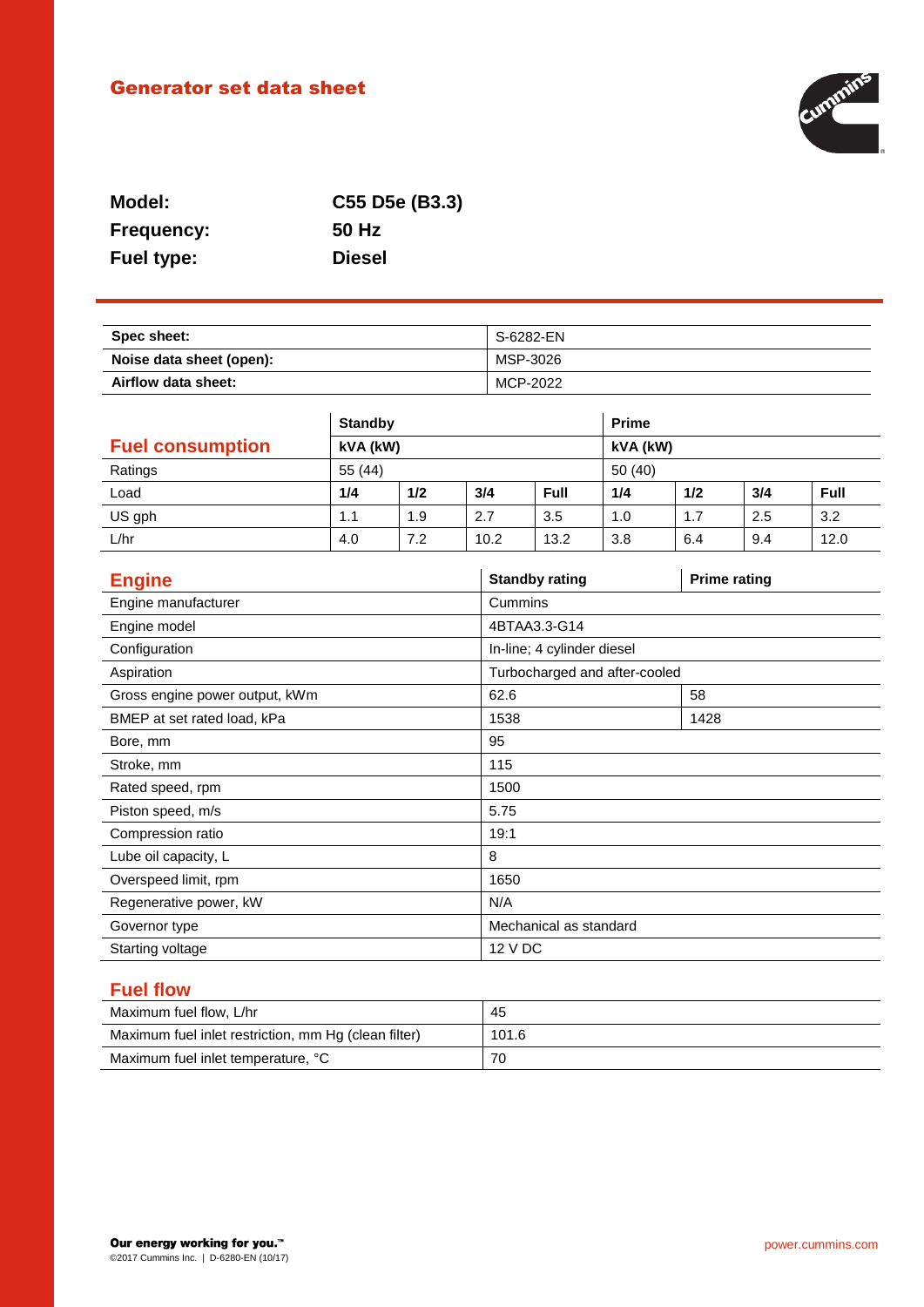# Generator set data sheet

**Model:** C55 D5e (B3.3)
**Frequency:** 50 Hz
**Fuel type:** Diesel

| | |
|---|---|
| **Spec sheet:** | S-6282-EN |
| **Noise data sheet (open):** | MSP-3026 |
| **Airflow data sheet:** | MCP-2022 |

## Fuel consumption

| | **Standby** | | | | **Prime** | | | |
|---|---|---|---|---|---|---|---|---|
| | **kVA (kW)** | | | | **kVA (kW)** | | | |
| Ratings | 55 (44) | | | | 50 (40) | | | |
| Load | **1/4** | **1/2** | **3/4** | **Full** | **1/4** | **1/2** | **3/4** | **Full** |
| US gph | 1.1 | 1.9 | 2.7 | 3.5 | 1.0 | 1.7 | 2.5 | 3.2 |
| L/hr | 4.0 | 7.2 | 10.2 | 13.2 | 3.8 | 6.4 | 9.4 | 12.0 |

## Engine

| | **Standby rating** | **Prime rating** |
|---|---|---|
| Engine manufacturer | Cummins | |
| Engine model | 4BTAA3.3-G14 | |
| Configuration | In-line; 4 cylinder diesel | |
| Aspiration | Turbocharged and after-cooled | |
| Gross engine power output, kWm | 62.6 | 58 |
| BMEP at set rated load, kPa | 1538 | 1428 |
| Bore, mm | 95 | |
| Stroke, mm | 115 | |
| Rated speed, rpm | 1500 | |
| Piston speed, m/s | 5.75 | |
| Compression ratio | 19:1 | |
| Lube oil capacity, L | 8 | |
| Overspeed limit, rpm | 1650 | |
| Regenerative power, kW | N/A | |
| Governor type | Mechanical as standard | |
| Starting voltage | 12 V DC | |

## Fuel flow

| | |
|---|---|
| Maximum fuel flow, L/hr | 45 |
| Maximum fuel inlet restriction, mm Hg (clean filter) | 101.6 |
| Maximum fuel inlet temperature, °C | 70 |

**Our energy working for you.™**
©2017 Cummins Inc. | D-6280-EN (10/17)

power.cummins.com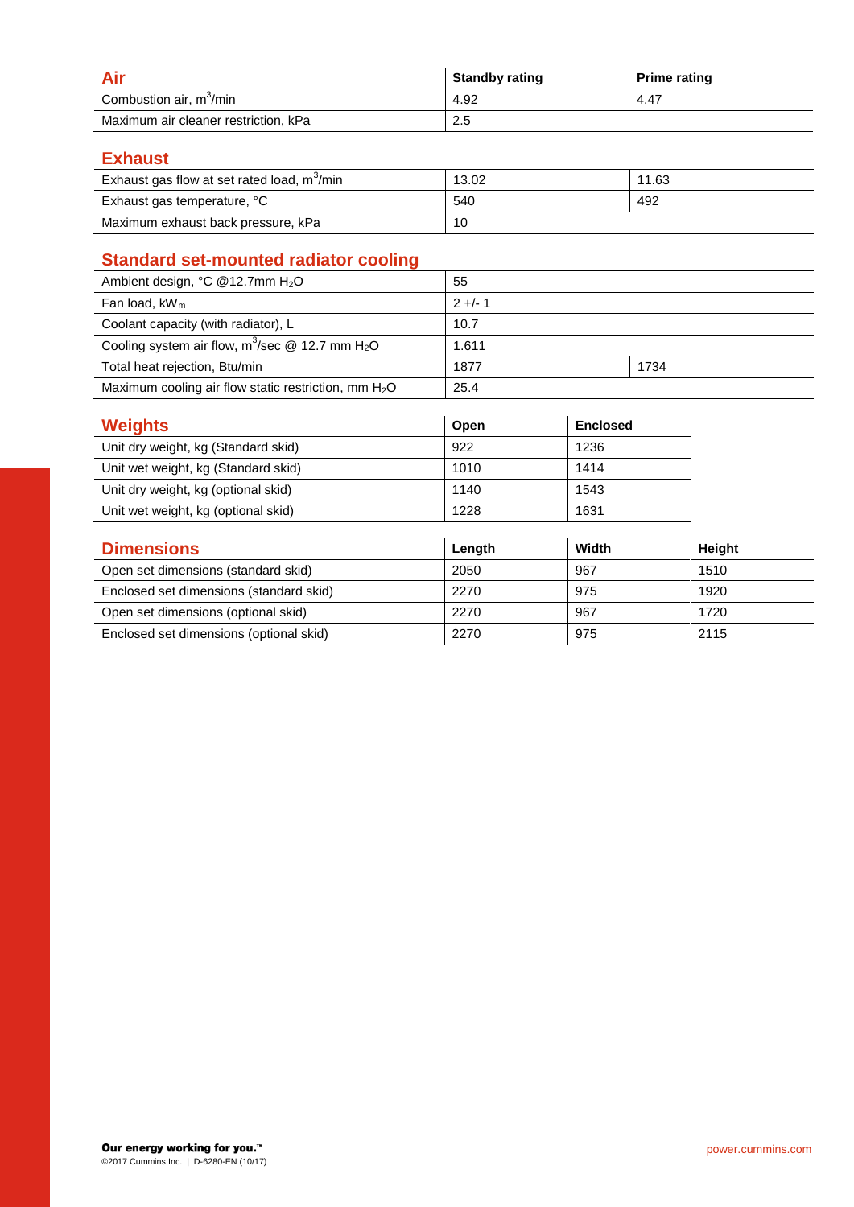## Air

| Air | Standby rating | Prime rating |
|---|---|---|
| Combustion air, $m^3$/min | 4.92 | 4.47 |
| Maximum air cleaner restriction, kPa | 2.5 | |

## Exhaust

| Exhaust | | |
|---|---|---|
| Exhaust gas flow at set rated load, $m^3$/min | 13.02 | 11.63 |
| Exhaust gas temperature, °C | 540 | 492 |
| Maximum exhaust back pressure, kPa | 10 | |

## Standard set-mounted radiator cooling

| Standard set-mounted radiator cooling | | |
|---|---|---|
| Ambient design, °C @12.7mm $H_2O$ | 55 | |
| Fan load, $kW_m$ | 2 +/- 1 | |
| Coolant capacity (with radiator), L | 10.7 | |
| Cooling system air flow, $m^3$/sec @ 12.7 mm $H_2O$ | 1.611 | |
| Total heat rejection, Btu/min | 1877 | 1734 |
| Maximum cooling air flow static restriction, mm $H_2O$ | 25.4 | |

## Weights

| Weights | Open | Enclosed |
|---|---|---|
| Unit dry weight, kg (Standard skid) | 922 | 1236 |
| Unit wet weight, kg (Standard skid) | 1010 | 1414 |
| Unit dry weight, kg (optional skid) | 1140 | 1543 |
| Unit wet weight, kg (optional skid) | 1228 | 1631 |

## Dimensions

| Dimensions | Length | Width | Height |
|---|---|---|---|
| Open set dimensions (standard skid) | 2050 | 967 | 1510 |
| Enclosed set dimensions (standard skid) | 2270 | 975 | 1920 |
| Open set dimensions (optional skid) | 2270 | 967 | 1720 |
| Enclosed set dimensions (optional skid) | 2270 | 975 | 2115 |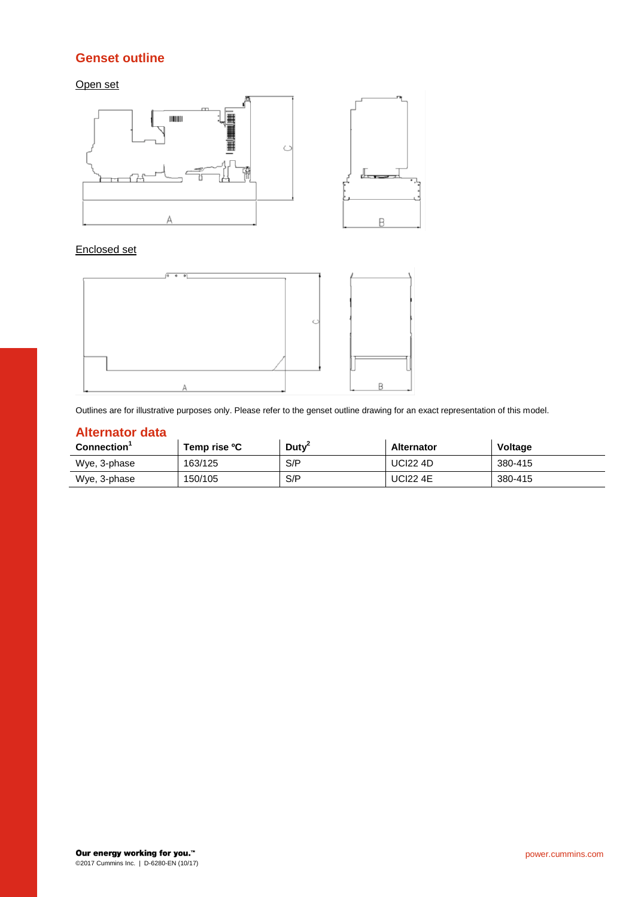## Genset outline

Open set

Enclosed set

Outlines are for illustrative purposes only. Please refer to the genset outline drawing for an exact representation of this model.

## Alternator data

| Connection[1] | Temp rise ºC | Duty[2] | Alternator | Voltage |
|---|---|---|---|---|
| Wye, 3-phase | 163/125 | S/P | UCI22 4D | 380-415 |
| Wye, 3-phase | 150/105 | S/P | UCI22 4E | 380-415 |

**Our energy working for you.™**
©2017 Cummins Inc. | D-6280-EN (10/17)

power.cummins.com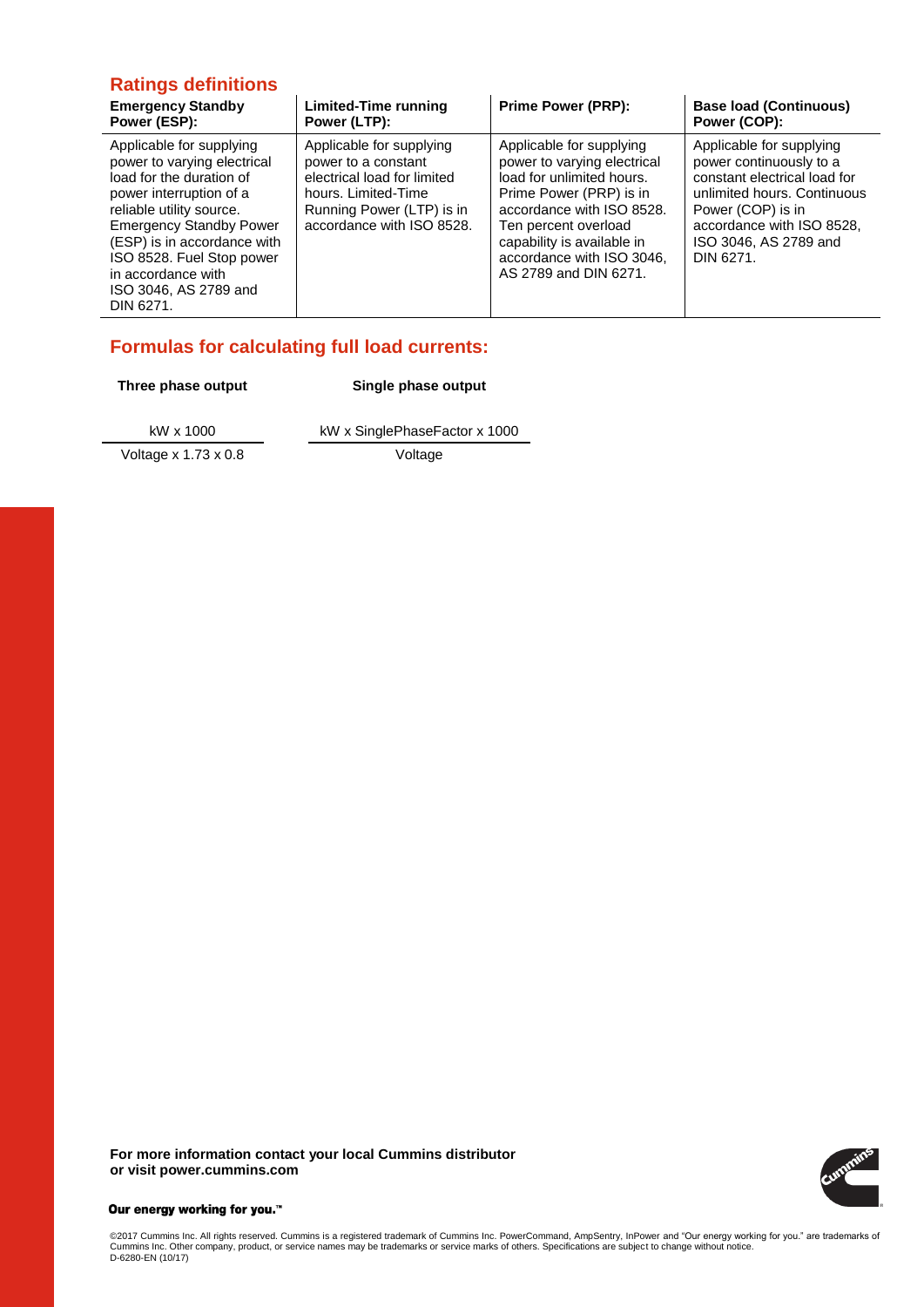## Ratings definitions

| Emergency Standby Power (ESP): | Limited-Time running Power (LTP): | Prime Power (PRP): | Base load (Continuous) Power (COP): |
|---|---|---|---|
| Applicable for supplying power to varying electrical load for the duration of power interruption of a reliable utility source. Emergency Standby Power (ESP) is in accordance with ISO 8528. Fuel Stop power in accordance with ISO 3046, AS 2789 and DIN 6271. | Applicable for supplying power to a constant electrical load for limited hours. Limited-Time Running Power (LTP) is in accordance with ISO 8528. | Applicable for supplying power to varying electrical load for unlimited hours. Prime Power (PRP) is in accordance with ISO 8528. Ten percent overload capability is available in accordance with ISO 3046, AS 2789 and DIN 6271. | Applicable for supplying power continuously to a constant electrical load for unlimited hours. Continuous Power (COP) is in accordance with ISO 8528, ISO 3046, AS 2789 and DIN 6271. |

## Formulas for calculating full load currents:

**Three phase output**

$$\frac{\text{kW} \times 1000}{\text{Voltage} \times 1.73 \times 0.8}$$

**Single phase output**

$$\frac{\text{kW} \times \text{SinglePhaseFactor} \times 1000}{\text{Voltage}}$$

**For more information contact your local Cummins distributor or visit power.cummins.com**

**Our energy working for you.™**

©2017 Cummins Inc. All rights reserved. Cummins is a registered trademark of Cummins Inc. PowerCommand, AmpSentry, InPower and "Our energy working for you." are trademarks of Cummins Inc. Other company, product, or service names may be trademarks or service marks of others. Specifications are subject to change without notice.
D-6280-EN (10/17)